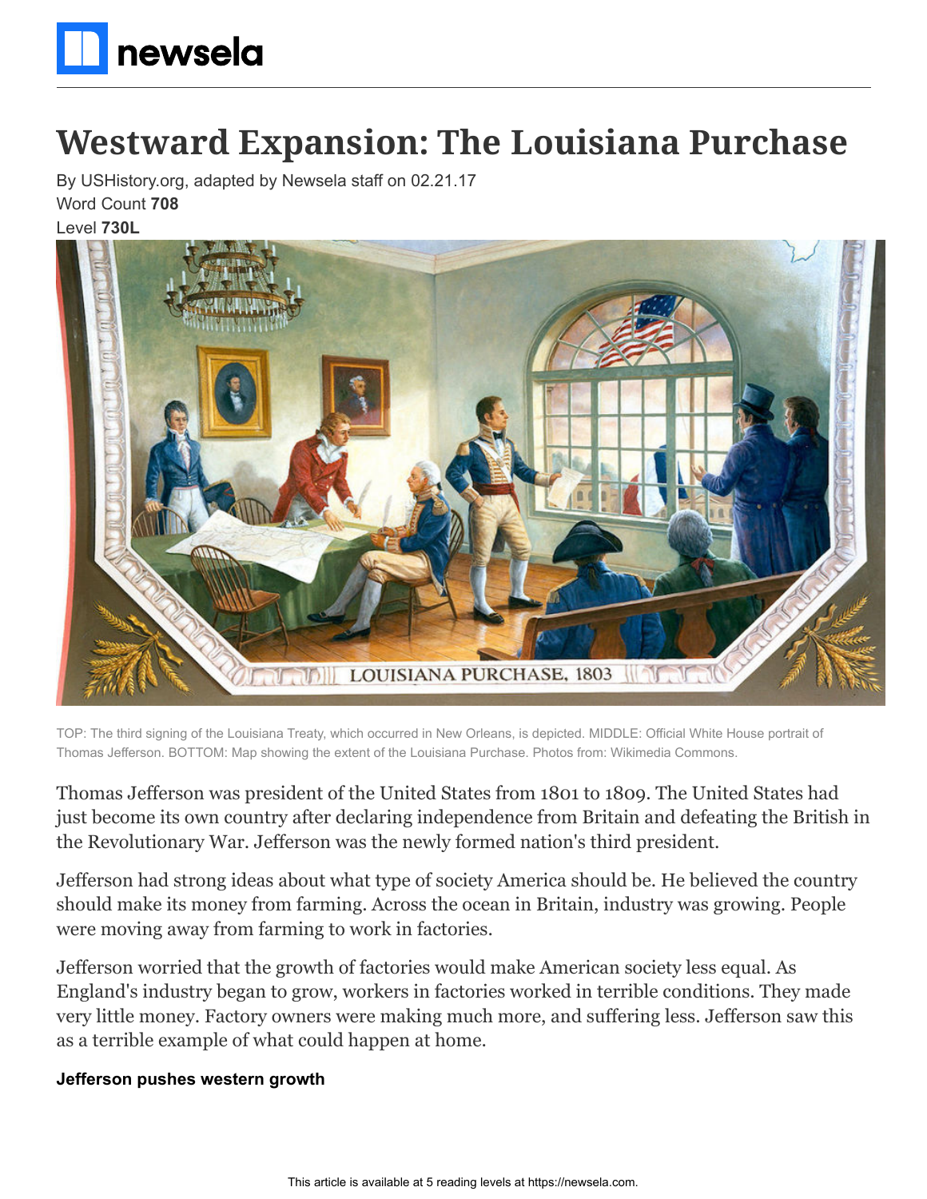# Westward Expansion: The Louisiana Purchase

By USHistory.org, adapted by Newsela staff on 02.21.17
Word Count **708**
Level **730L**

TOP: The third signing of the Louisiana Treaty, which occurred in New Orleans, is depicted. MIDDLE: Official White House portrait of Thomas Jefferson. BOTTOM: Map showing the extent of the Louisiana Purchase. Photos from: Wikimedia Commons.

Thomas Jefferson was president of the United States from 1801 to 1809. The United States had just become its own country after declaring independence from Britain and defeating the British in the Revolutionary War. Jefferson was the newly formed nation's third president.

Jefferson had strong ideas about what type of society America should be. He believed the country should make its money from farming. Across the ocean in Britain, industry was growing. People were moving away from farming to work in factories.

Jefferson worried that the growth of factories would make American society less equal. As England's industry began to grow, workers in factories worked in terrible conditions. They made very little money. Factory owners were making much more, and suffering less. Jefferson saw this as a terrible example of what could happen at home.

**Jefferson pushes western growth**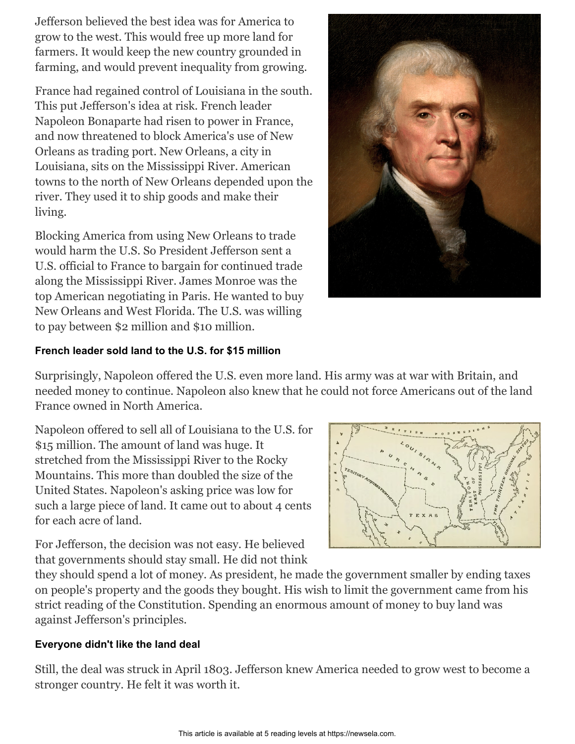Jefferson believed the best idea was for America to grow to the west. This would free up more land for farmers. It would keep the new country grounded in farming, and would prevent inequality from growing.

France had regained control of Louisiana in the south. This put Jefferson's idea at risk. French leader Napoleon Bonaparte had risen to power in France, and now threatened to block America's use of New Orleans as trading port. New Orleans, a city in Louisiana, sits on the Mississippi River. American towns to the north of New Orleans depended upon the river. They used it to ship goods and make their living.

Blocking America from using New Orleans to trade would harm the U.S. So President Jefferson sent a U.S. official to France to bargain for continued trade along the Mississippi River. James Monroe was the top American negotiating in Paris. He wanted to buy New Orleans and West Florida. The U.S. was willing to pay between $2 million and $10 million.

### French leader sold land to the U.S. for $15 million

Surprisingly, Napoleon offered the U.S. even more land. His army was at war with Britain, and needed money to continue. Napoleon also knew that he could not force Americans out of the land France owned in North America.

Napoleon offered to sell all of Louisiana to the U.S. for $15 million. The amount of land was huge. It stretched from the Mississippi River to the Rocky Mountains. This more than doubled the size of the United States. Napoleon's asking price was low for such a large piece of land. It came out to about 4 cents for each acre of land.

For Jefferson, the decision was not easy. He believed that governments should stay small. He did not think they should spend a lot of money. As president, he made the government smaller by ending taxes on people's property and the goods they bought. His wish to limit the government came from his strict reading of the Constitution. Spending an enormous amount of money to buy land was against Jefferson's principles.

### Everyone didn't like the land deal

Still, the deal was struck in April 1803. Jefferson knew America needed to grow west to become a stronger country. He felt it was worth it.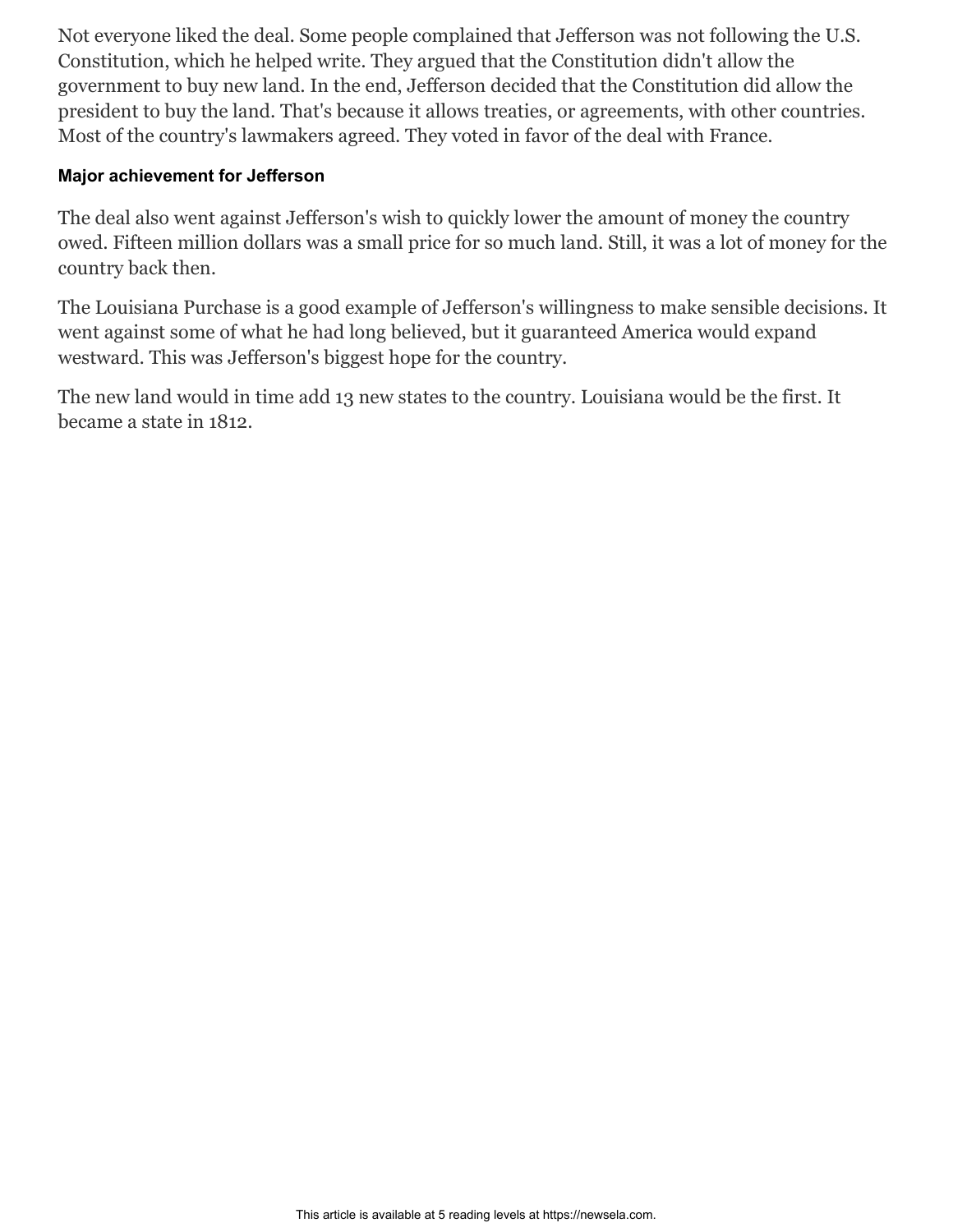Not everyone liked the deal. Some people complained that Jefferson was not following the U.S. Constitution, which he helped write. They argued that the Constitution didn't allow the government to buy new land. In the end, Jefferson decided that the Constitution did allow the president to buy the land. That's because it allows treaties, or agreements, with other countries. Most of the country's lawmakers agreed. They voted in favor of the deal with France.

**Major achievement for Jefferson**

The deal also went against Jefferson's wish to quickly lower the amount of money the country owed. Fifteen million dollars was a small price for so much land. Still, it was a lot of money for the country back then.

The Louisiana Purchase is a good example of Jefferson's willingness to make sensible decisions. It went against some of what he had long believed, but it guaranteed America would expand westward. This was Jefferson's biggest hope for the country.

The new land would in time add 13 new states to the country. Louisiana would be the first. It became a state in 1812.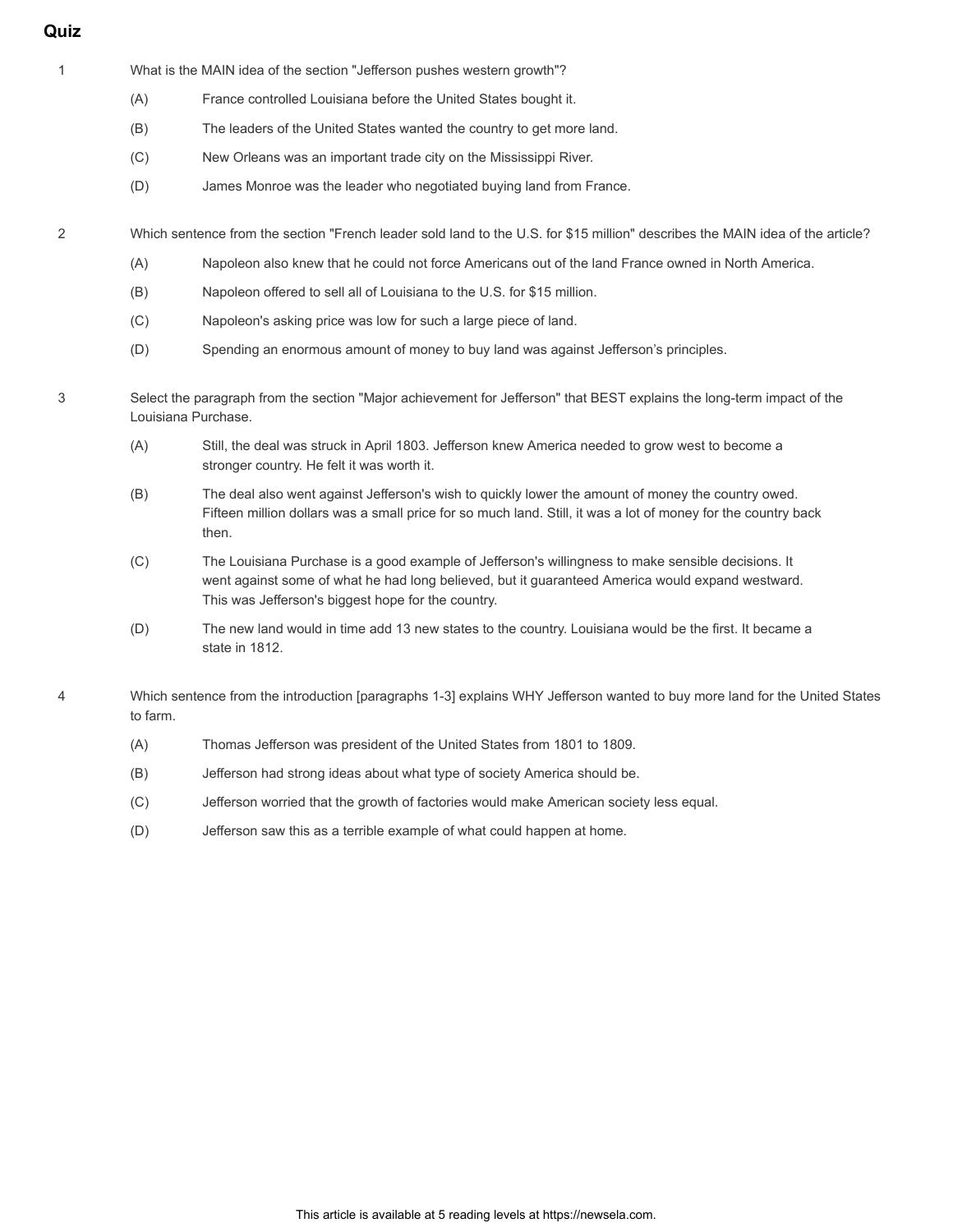## Quiz

1. What is the MAIN idea of the section "Jefferson pushes western growth"?

   (A) France controlled Louisiana before the United States bought it.

   (B) The leaders of the United States wanted the country to get more land.

   (C) New Orleans was an important trade city on the Mississippi River.

   (D) James Monroe was the leader who negotiated buying land from France.

2. Which sentence from the section "French leader sold land to the U.S. for $15 million" describes the MAIN idea of the article?

   (A) Napoleon also knew that he could not force Americans out of the land France owned in North America.

   (B) Napoleon offered to sell all of Louisiana to the U.S. for $15 million.

   (C) Napoleon's asking price was low for such a large piece of land.

   (D) Spending an enormous amount of money to buy land was against Jefferson's principles.

3. Select the paragraph from the section "Major achievement for Jefferson" that BEST explains the long-term impact of the Louisiana Purchase.

   (A) Still, the deal was struck in April 1803. Jefferson knew America needed to grow west to become a stronger country. He felt it was worth it.

   (B) The deal also went against Jefferson's wish to quickly lower the amount of money the country owed. Fifteen million dollars was a small price for so much land. Still, it was a lot of money for the country back then.

   (C) The Louisiana Purchase is a good example of Jefferson's willingness to make sensible decisions. It went against some of what he had long believed, but it guaranteed America would expand westward. This was Jefferson's biggest hope for the country.

   (D) The new land would in time add 13 new states to the country. Louisiana would be the first. It became a state in 1812.

4. Which sentence from the introduction [paragraphs 1-3] explains WHY Jefferson wanted to buy more land for the United States to farm.

   (A) Thomas Jefferson was president of the United States from 1801 to 1809.

   (B) Jefferson had strong ideas about what type of society America should be.

   (C) Jefferson worried that the growth of factories would make American society less equal.

   (D) Jefferson saw this as a terrible example of what could happen at home.